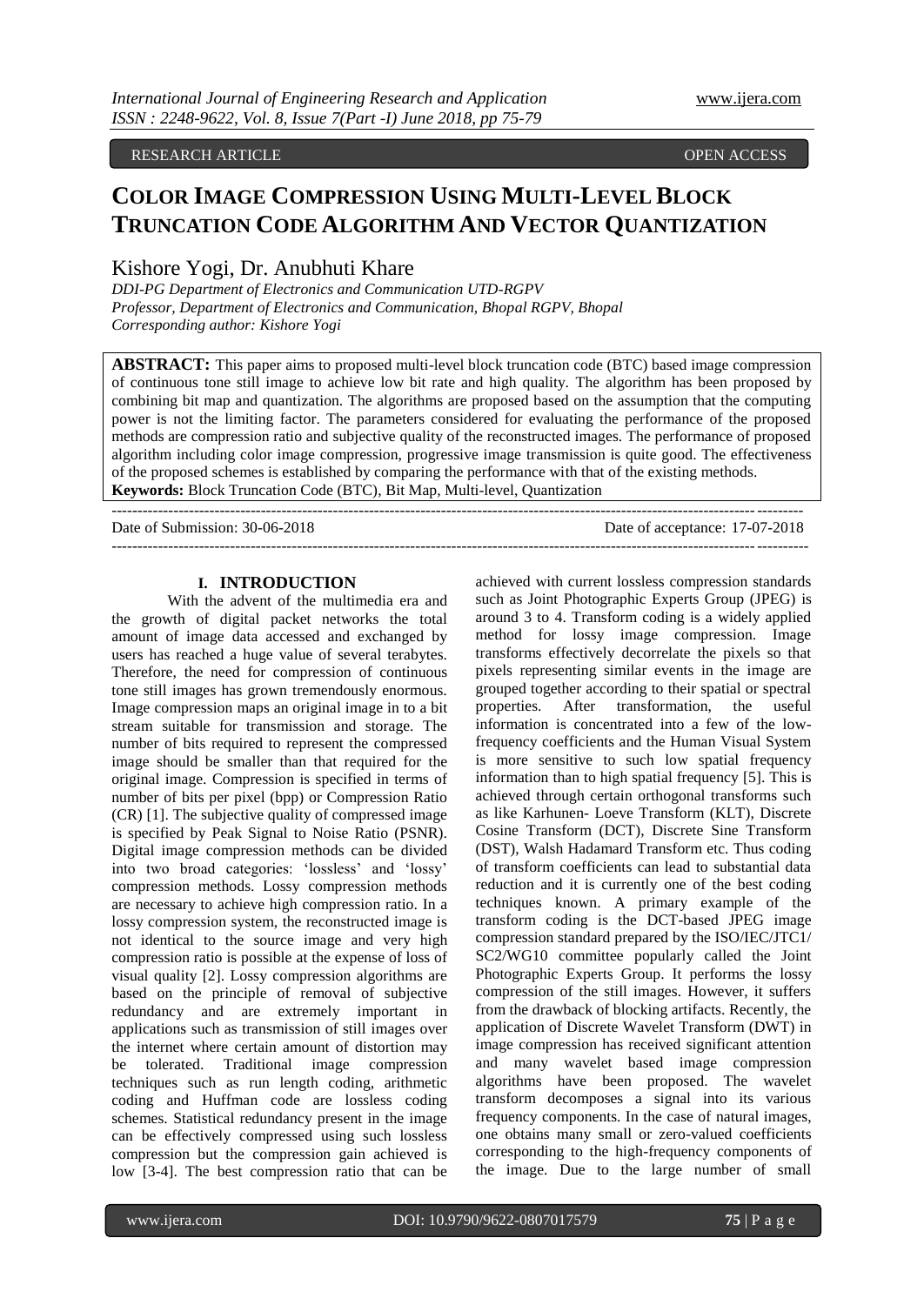RESEARCH ARTICLE OPEN ACCESS

# Color Image Compression Using Multi-Level Block Truncation Code Algorithm And Vector Quantization

Kishore Yogi, Dr. Anubhuti Khare

*DDI-PG Department of Electronics and Communication UTD-RGPV*
*Professor, Department of Electronics and Communication, Bhopal RGPV, Bhopal*
*Corresponding author: Kishore Yogi*

**ABSTRACT:** This paper aims to proposed multi-level block truncation code (BTC) based image compression of continuous tone still image to achieve low bit rate and high quality. The algorithm has been proposed by combining bit map and quantization. The algorithms are proposed based on the assumption that the computing power is not the limiting factor. The parameters considered for evaluating the performance of the proposed methods are compression ratio and subjective quality of the reconstructed images. The performance of proposed algorithm including color image compression, progressive image transmission is quite good. The effectiveness of the proposed schemes is established by comparing the performance with that of the existing methods.

**Keywords:** Block Truncation Code (BTC), Bit Map, Multi-level, Quantization

---

Date of Submission: 30-06-2018 Date of acceptance: 17-07-2018

---

## I. INTRODUCTION

With the advent of the multimedia era and the growth of digital packet networks the total amount of image data accessed and exchanged by users has reached a huge value of several terabytes. Therefore, the need for compression of continuous tone still images has grown tremendously enormous. Image compression maps an original image in to a bit stream suitable for transmission and storage. The number of bits required to represent the compressed image should be smaller than that required for the original image. Compression is specified in terms of number of bits per pixel (bpp) or Compression Ratio (CR) [1]. The subjective quality of compressed image is specified by Peak Signal to Noise Ratio (PSNR). Digital image compression methods can be divided into two broad categories: 'lossless' and 'lossy' compression methods. Lossy compression methods are necessary to achieve high compression ratio. In a lossy compression system, the reconstructed image is not identical to the source image and very high compression ratio is possible at the expense of loss of visual quality [2]. Lossy compression algorithms are based on the principle of removal of subjective redundancy and are extremely important in applications such as transmission of still images over the internet where certain amount of distortion may be tolerated. Traditional image compression techniques such as run length coding, arithmetic coding and Huffman code are lossless coding schemes. Statistical redundancy present in the image can be effectively compressed using such lossless compression but the compression gain achieved is low [3-4]. The best compression ratio that can be achieved with current lossless compression standards such as Joint Photographic Experts Group (JPEG) is around 3 to 4. Transform coding is a widely applied method for lossy image compression. Image transforms effectively decorrelate the pixels so that pixels representing similar events in the image are grouped together according to their spatial or spectral properties. After transformation, the useful information is concentrated into a few of the low-frequency coefficients and the Human Visual System is more sensitive to such low spatial frequency information than to high spatial frequency [5]. This is achieved through certain orthogonal transforms such as like Karhunen- Loeve Transform (KLT), Discrete Cosine Transform (DCT), Discrete Sine Transform (DST), Walsh Hadamard Transform etc. Thus coding of transform coefficients can lead to substantial data reduction and it is currently one of the best coding techniques known. A primary example of the transform coding is the DCT-based JPEG image compression standard prepared by the ISO/IEC/JTC1/ SC2/WG10 committee popularly called the Joint Photographic Experts Group. It performs the lossy compression of the still images. However, it suffers from the drawback of blocking artifacts. Recently, the application of Discrete Wavelet Transform (DWT) in image compression has received significant attention and many wavelet based image compression algorithms have been proposed. The wavelet transform decomposes a signal into its various frequency components. In the case of natural images, one obtains many small or zero-valued coefficients corresponding to the high-frequency components of the image. Due to the large number of small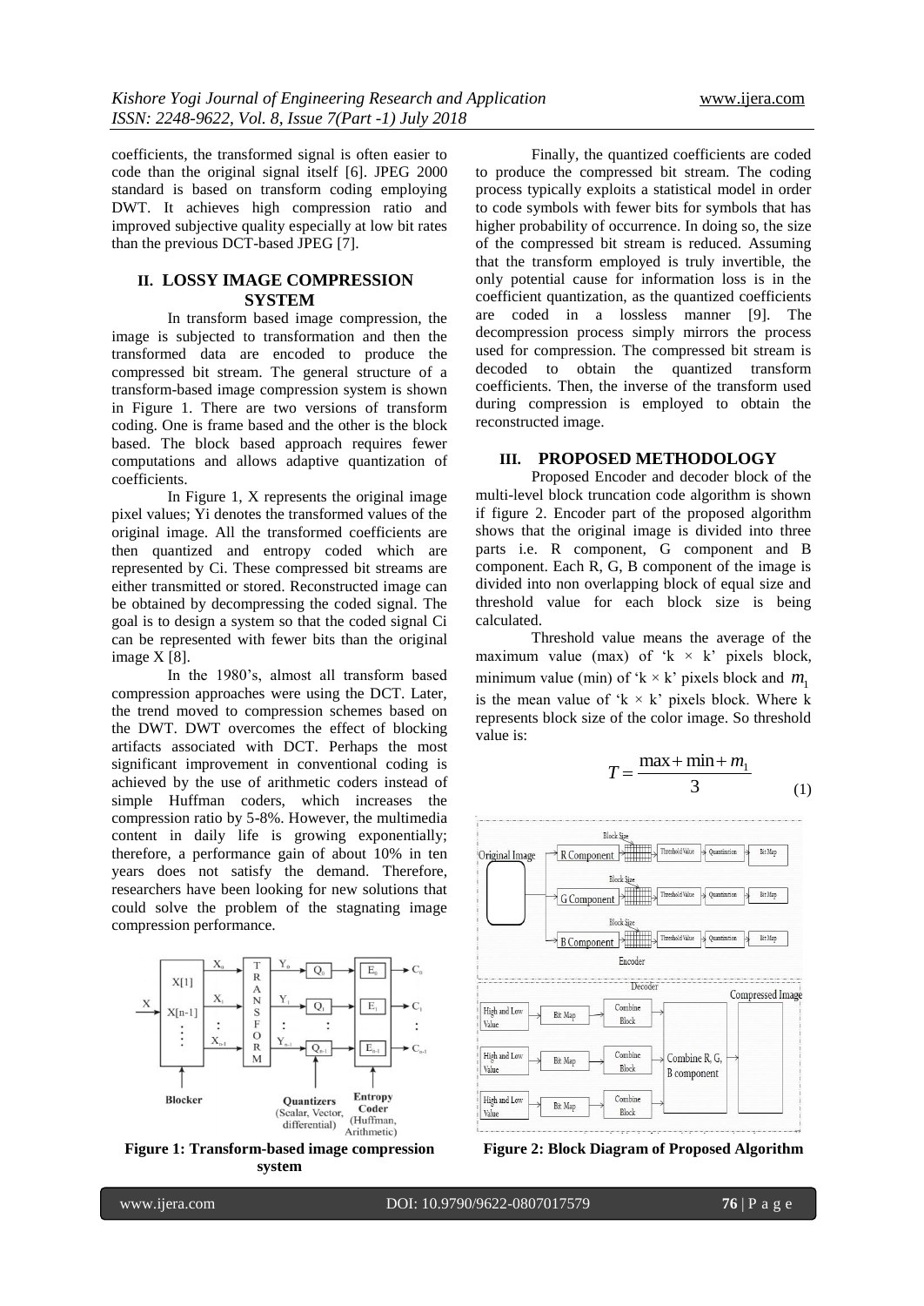coefficients, the transformed signal is often easier to code than the original signal itself [6]. JPEG 2000 standard is based on transform coding employing DWT. It achieves high compression ratio and improved subjective quality especially at low bit rates than the previous DCT-based JPEG [7].

## II. LOSSY IMAGE COMPRESSION SYSTEM

In transform based image compression, the image is subjected to transformation and then the transformed data are encoded to produce the compressed bit stream. The general structure of a transform-based image compression system is shown in Figure 1. There are two versions of transform coding. One is frame based and the other is the block based. The block based approach requires fewer computations and allows adaptive quantization of coefficients.

In Figure 1, X represents the original image pixel values; Yi denotes the transformed values of the original image. All the transformed coefficients are then quantized and entropy coded which are represented by Ci. These compressed bit streams are either transmitted or stored. Reconstructed image can be obtained by decompressing the coded signal. The goal is to design a system so that the coded signal Ci can be represented with fewer bits than the original image X [8].

In the 1980's, almost all transform based compression approaches were using the DCT. Later, the trend moved to compression schemes based on the DWT. DWT overcomes the effect of blocking artifacts associated with DCT. Perhaps the most significant improvement in conventional coding is achieved by the use of arithmetic coders instead of simple Huffman coders, which increases the compression ratio by 5-8%. However, the multimedia content in daily life is growing exponentially; therefore, a performance gain of about 10% in ten years does not satisfy the demand. Therefore, researchers have been looking for new solutions that could solve the problem of the stagnating image compression performance.

**Figure 1: Transform-based image compression system**

Finally, the quantized coefficients are coded to produce the compressed bit stream. The coding process typically exploits a statistical model in order to code symbols with fewer bits for symbols that has higher probability of occurrence. In doing so, the size of the compressed bit stream is reduced. Assuming that the transform employed is truly invertible, the only potential cause for information loss is in the coefficient quantization, as the quantized coefficients are coded in a lossless manner [9]. The decompression process simply mirrors the process used for compression. The compressed bit stream is decoded to obtain the quantized transform coefficients. Then, the inverse of the transform used during compression is employed to obtain the reconstructed image.

## III. PROPOSED METHODOLOGY

Proposed Encoder and decoder block of the multi-level block truncation code algorithm is shown if figure 2. Encoder part of the proposed algorithm shows that the original image is divided into three parts i.e. R component, G component and B component. Each R, G, B component of the image is divided into non overlapping block of equal size and threshold value for each block size is being calculated.

Threshold value means the average of the maximum value (max) of 'k × k' pixels block, minimum value (min) of 'k × k' pixels block and $m_1$ is the mean value of 'k × k' pixels block. Where k represents block size of the color image. So threshold value is:

$$T = \frac{\max + \min + m_1}{3} \tag{1}$$

**Figure 2: Block Diagram of Proposed Algorithm**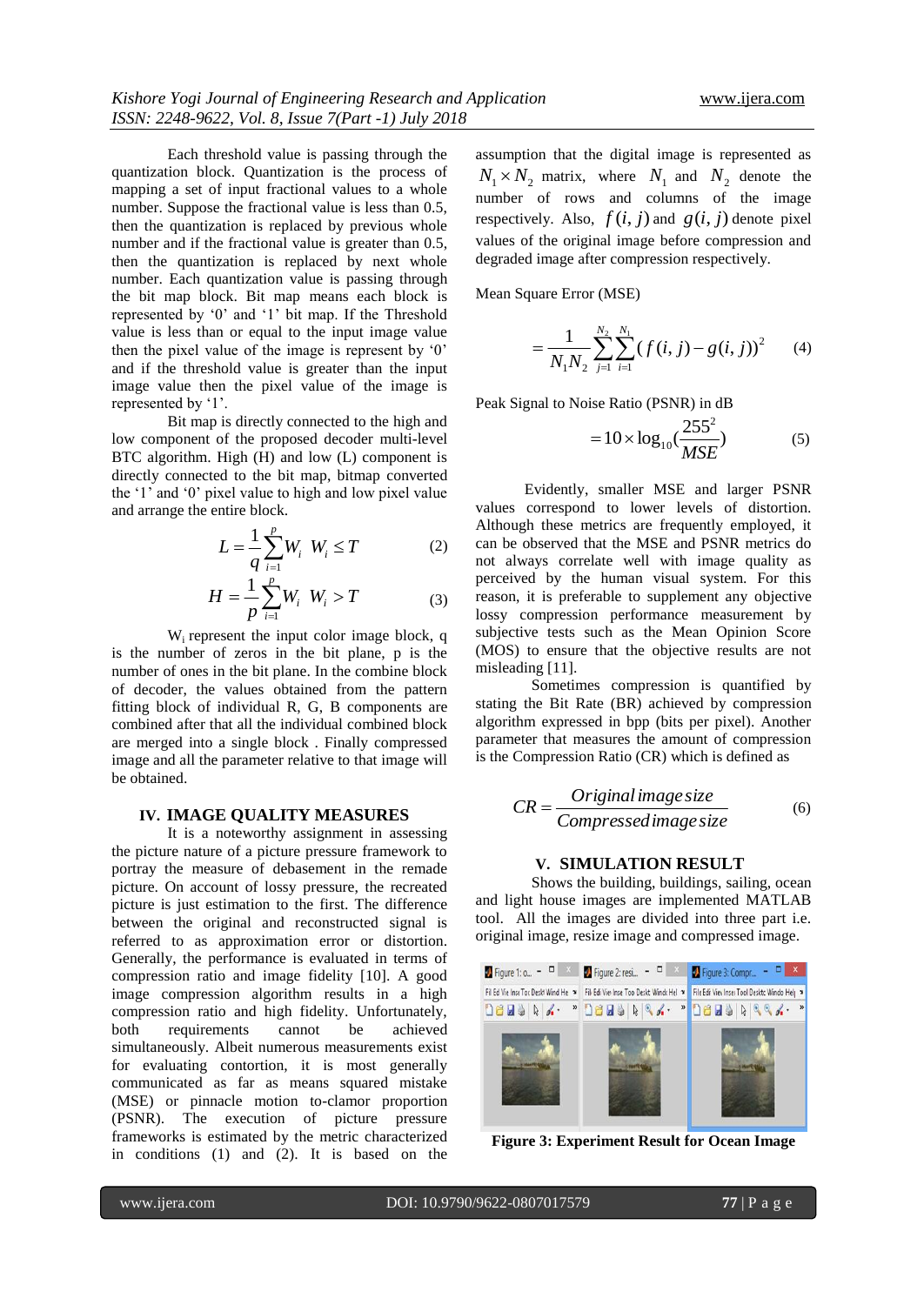Each threshold value is passing through the quantization block. Quantization is the process of mapping a set of input fractional values to a whole number. Suppose the fractional value is less than 0.5, then the quantization is replaced by previous whole number and if the fractional value is greater than 0.5, then the quantization is replaced by next whole number. Each quantization value is passing through the bit map block. Bit map means each block is represented by '0' and '1' bit map. If the Threshold value is less than or equal to the input image value then the pixel value of the image is represent by '0' and if the threshold value is greater than the input image value then the pixel value of the image is represented by '1'.

Bit map is directly connected to the high and low component of the proposed decoder multi-level BTC algorithm. High (H) and low (L) component is directly connected to the bit map, bitmap converted the '1' and '0' pixel value to high and low pixel value and arrange the entire block.

$$L = \frac{1}{q}\sum_{i=1}^{p} W_i \quad W_i \leq T \qquad (2)$$

$$H = \frac{1}{p}\sum_{i=1}^{p} W_i \quad W_i > T \qquad (3)$$

$W_i$ represent the input color image block, q is the number of zeros in the bit plane, p is the number of ones in the bit plane. In the combine block of decoder, the values obtained from the pattern fitting block of individual R, G, B components are combined after that all the individual combined block are merged into a single block . Finally compressed image and all the parameter relative to that image will be obtained.

## IV. IMAGE QUALITY MEASURES

It is a noteworthy assignment in assessing the picture nature of a picture pressure framework to portray the measure of debasement in the remade picture. On account of lossy pressure, the recreated picture is just estimation to the first. The difference between the original and reconstructed signal is referred to as approximation error or distortion. Generally, the performance is evaluated in terms of compression ratio and image fidelity [10]. A good image compression algorithm results in a high compression ratio and high fidelity. Unfortunately, both requirements cannot be achieved simultaneously. Albeit numerous measurements exist for evaluating contortion, it is most generally communicated as far as means squared mistake (MSE) or pinnacle motion to-clamor proportion (PSNR). The execution of picture pressure frameworks is estimated by the metric characterized in conditions (1) and (2). It is based on the assumption that the digital image is represented as $N_1 \times N_2$ matrix, where $N_1$ and $N_2$ denote the number of rows and columns of the image respectively. Also, $f(i,j)$ and $g(i,j)$ denote pixel values of the original image before compression and degraded image after compression respectively.

Mean Square Error (MSE)

$$= \frac{1}{N_1 N_2}\sum_{j=1}^{N_2}\sum_{i=1}^{N_1}(f(i,j) - g(i,j))^2 \qquad (4)$$

Peak Signal to Noise Ratio (PSNR) in dB

$$= 10 \times \log_{10}\left(\frac{255^2}{MSE}\right) \qquad (5)$$

Evidently, smaller MSE and larger PSNR values correspond to lower levels of distortion. Although these metrics are frequently employed, it can be observed that the MSE and PSNR metrics do not always correlate well with image quality as perceived by the human visual system. For this reason, it is preferable to supplement any objective lossy compression performance measurement by subjective tests such as the Mean Opinion Score (MOS) to ensure that the objective results are not misleading [11].

Sometimes compression is quantified by stating the Bit Rate (BR) achieved by compression algorithm expressed in bpp (bits per pixel). Another parameter that measures the amount of compression is the Compression Ratio (CR) which is defined as

$$CR = \frac{Original\ image\ size}{Compressed\ image\ size} \qquad (6)$$

## V. SIMULATION RESULT

Shows the building, buildings, sailing, ocean and light house images are implemented MATLAB tool. All the images are divided into three part i.e. original image, resize image and compressed image.

**Figure 3: Experiment Result for Ocean Image**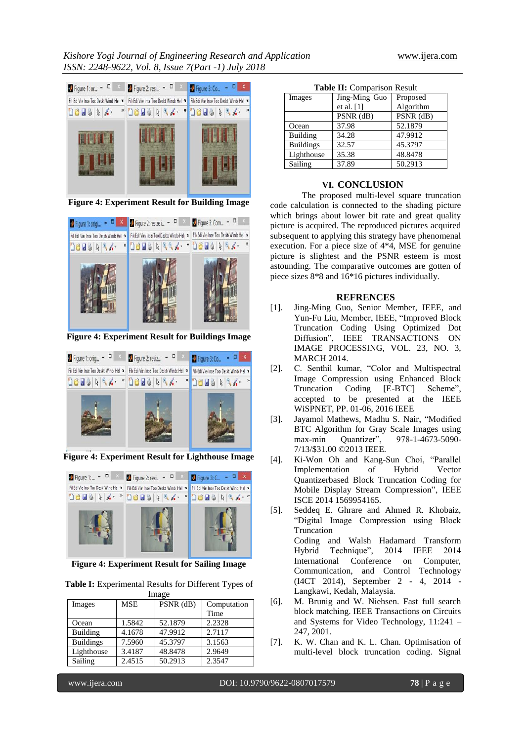Figure 4: Experiment Result for Building Image

Figure 4: Experiment Result for Buildings Image

Figure 4: Experiment Result for Lighthouse Image

Figure 4: Experiment Result for Sailing Image

**Table I:** Experimental Results for Different Types of Image

| Images | MSE | PSNR (dB) | Computation Time |
|---|---|---|---|
| Ocean | 1.5842 | 52.1879 | 2.2328 |
| Building | 4.1678 | 47.9912 | 2.7117 |
| Buildings | 7.5960 | 45.3797 | 3.1563 |
| Lighthouse | 3.4187 | 48.8478 | 2.9649 |
| Sailing | 2.4515 | 50.2913 | 2.3547 |

**Table II:** Comparison Result

| Images | Jing-Ming Guo et al. [1] | Proposed Algorithm |
|---|---|---|
| | PSNR (dB) | PSNR (dB) |
| Ocean | 37.98 | 52.1879 |
| Building | 34.28 | 47.9912 |
| Buildings | 32.57 | 45.3797 |
| Lighthouse | 35.38 | 48.8478 |
| Sailing | 37.89 | 50.2913 |

## VI. CONCLUSION

The proposed multi-level square truncation code calculation is connected to the shading picture which brings about lower bit rate and great quality picture is acquired. The reproduced pictures acquired subsequent to applying this strategy have phenomenal execution. For a piece size of 4*4, MSE for genuine picture is slightest and the PSNR esteem is most astounding. The comparative outcomes are gotten of piece sizes 8*8 and 16*16 pictures individually.

## REFRENCES

[1]. Jing-Ming Guo, Senior Member, IEEE, and Yun-Fu Liu, Member, IEEE, "Improved Block Truncation Coding Using Optimized Dot Diffusion", IEEE TRANSACTIONS ON IMAGE PROCESSING, VOL. 23, NO. 3, MARCH 2014.

[2]. C. Senthil kumar, "Color and Multispectral Image Compression using Enhanced Block Truncation Coding [E-BTC] Scheme", accepted to be presented at the IEEE WiSPNET, PP. 01-06, 2016 IEEE

[3]. Jayamol Mathews, Madhu S. Nair, "Modified BTC Algorithm for Gray Scale Images using max-min Quantizer", 978-1-4673-5090-7/13/$31.00 ©2013 IEEE.

[4]. Ki-Won Oh and Kang-Sun Choi, "Parallel Implementation of Hybrid Vector Quantizerbased Block Truncation Coding for Mobile Display Stream Compression", IEEE ISCE 2014 1569954165.

[5]. Seddeq E. Ghrare and Ahmed R. Khobaiz, "Digital Image Compression using Block Truncation Coding and Walsh Hadamard Transform Hybrid Technique", 2014 IEEE 2014 International Conference on Computer, Communication, and Control Technology (I4CT 2014), September 2 - 4, 2014 - Langkawi, Kedah, Malaysia.

[6]. M. Brunig and W. Niehsen. Fast full search block matching. IEEE Transactions on Circuits and Systems for Video Technology, 11:241 – 247, 2001.

[7]. K. W. Chan and K. L. Chan. Optimisation of multi-level block truncation coding. Signal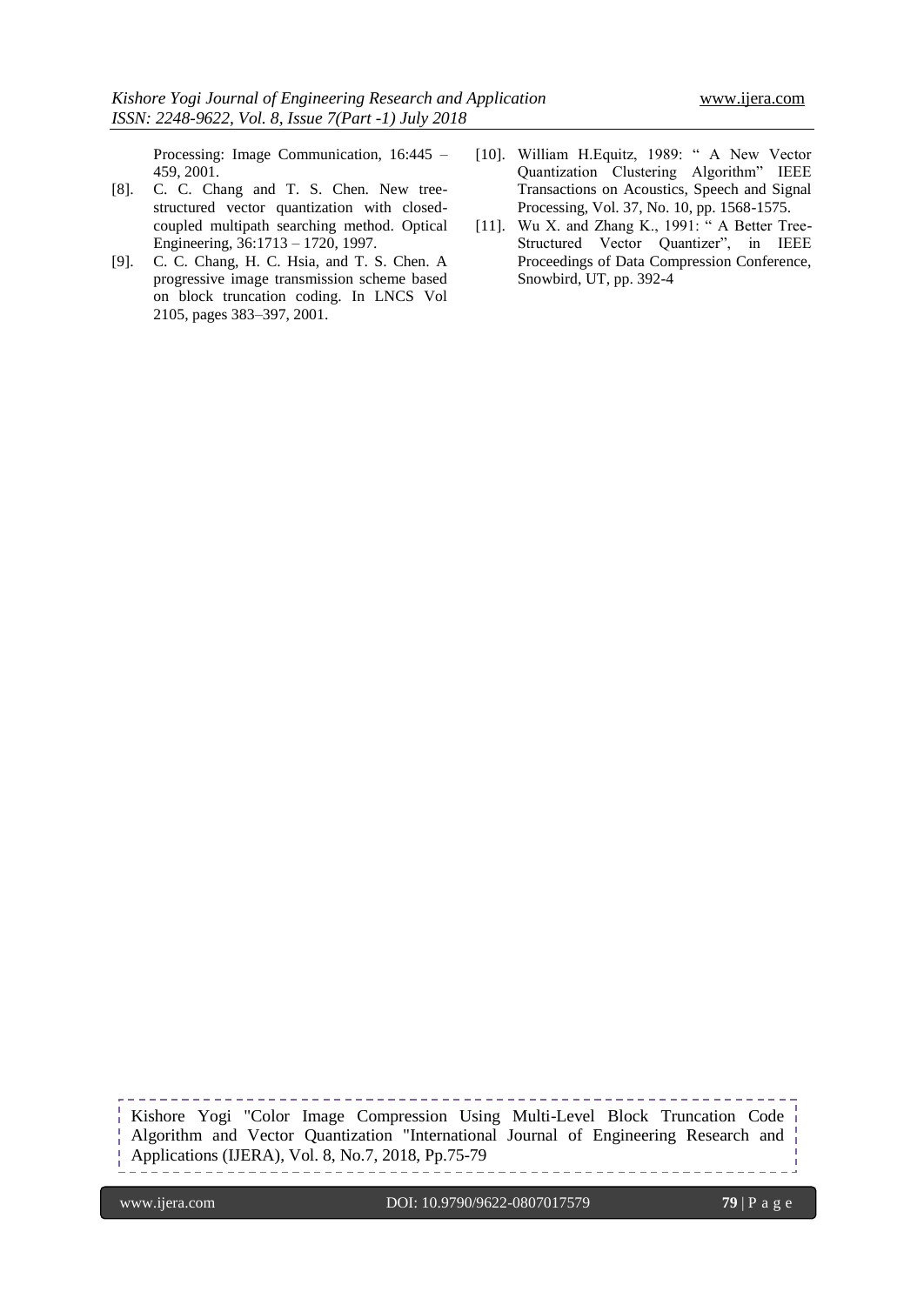Processing: Image Communication, 16:445 – 459, 2001.

[8]. C. C. Chang and T. S. Chen. New tree-structured vector quantization with closed-coupled multipath searching method. Optical Engineering, 36:1713 – 1720, 1997.

[9]. C. C. Chang, H. C. Hsia, and T. S. Chen. A progressive image transmission scheme based on block truncation coding. In LNCS Vol 2105, pages 383–397, 2001.

[10]. William H.Equitz, 1989: " A New Vector Quantization Clustering Algorithm" IEEE Transactions on Acoustics, Speech and Signal Processing, Vol. 37, No. 10, pp. 1568-1575.

[11]. Wu X. and Zhang K., 1991: " A Better Tree-Structured Vector Quantizer", in IEEE Proceedings of Data Compression Conference, Snowbird, UT, pp. 392-4

Kishore Yogi "Color Image Compression Using Multi-Level Block Truncation Code Algorithm and Vector Quantization "International Journal of Engineering Research and Applications (IJERA), Vol. 8, No.7, 2018, Pp.75-79